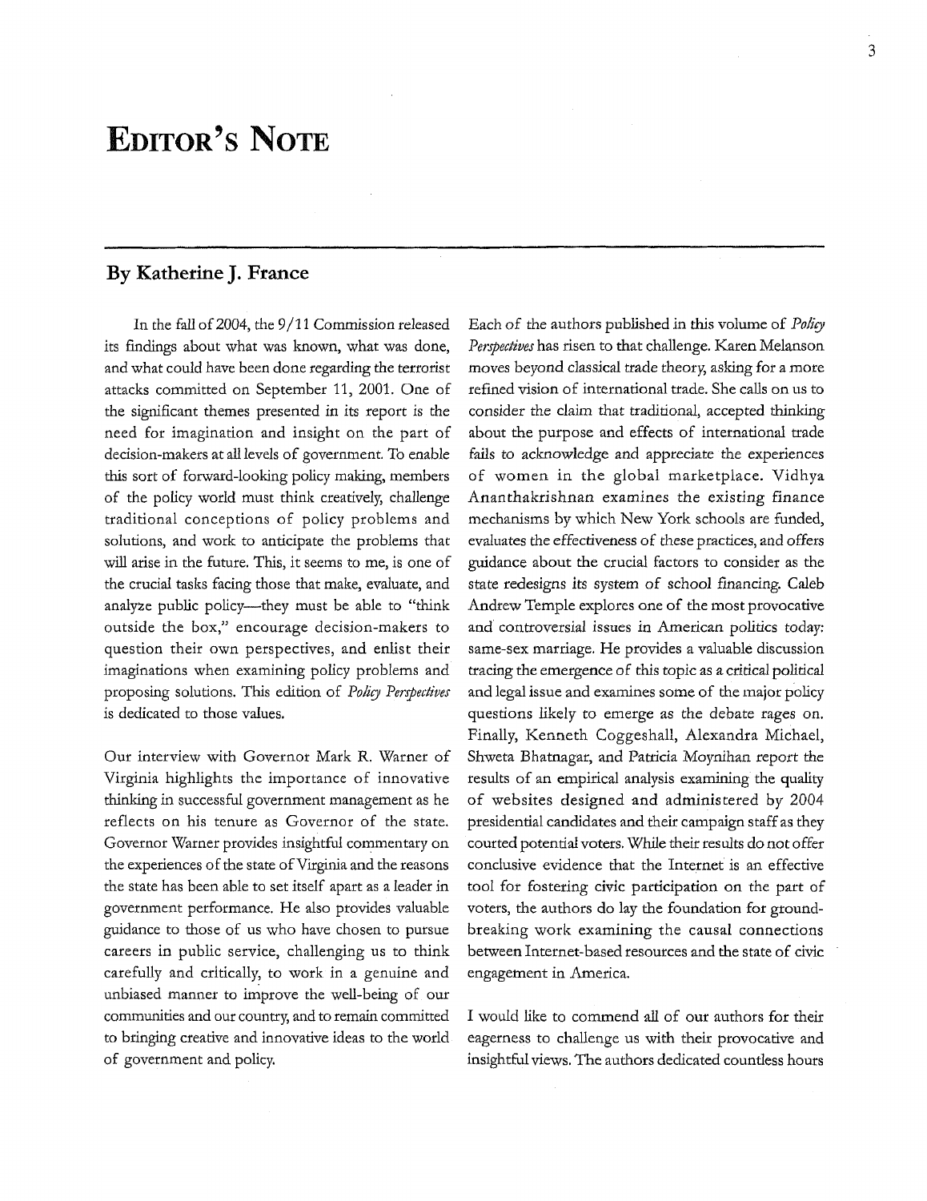# Editor's Note

## By Katherine J. France

In the fall of 2004, the 9/11 Commission released its findings about what was known, what was done, and what could have been done regarding the terrorist attacks committed on September 11, 2001. One of the significant themes presented in its report is the need for imagination and insight on the part of decision-makers at all levels of government. To enable this sort of forward-looking policy making, members of the policy world must think creatively, challenge traditional conceptions of policy problems and solutions, and work to anticipate the problems that will arise in the future. This, it seems to me, is one of the crucial tasks facing those that make, evaluate, and analyze public policy—they must be able to "think outside the box," encourage decision-makers to question their own perspectives, and enlist their imaginations when examining policy problems and proposing solutions. This edition of *Policy Perspectives* is dedicated to those values.

Our interview with Governor Mark R. Warner of Virginia highlights the importance of innovative thinking in successful government management as he reflects on his tenure as Governor of the state. Governor Warner provides insightful commentary on the experiences of the state of Virginia and the reasons the state has been able to set itself apart as a leader in government performance. He also provides valuable guidance to those of us who have chosen to pursue careers in public service, challenging us to think carefully and critically, to work in a genuine and unbiased manner to improve the well-being of our communities and our country, and to remain committed to bringing creative and innovative ideas to the world of government and policy.

Each of the authors published in this volume of *Policy Perspectives* has risen to that challenge. Karen Melanson moves beyond classical trade theory, asking for a more refined vision of international trade. She calls on us to consider the claim that traditional, accepted thinking about the purpose and effects of international trade fails to acknowledge and appreciate the experiences of women in the global marketplace. Vidhya Ananthakrishnan examines the existing finance mechanisms by which New York schools are funded, evaluates the effectiveness of these practices, and offers guidance about the crucial factors to consider as the state redesigns its system of school financing. Caleb Andrew Temple explores one of the most provocative and controversial issues in American politics today: same-sex marriage. He provides a valuable discussion tracing the emergence of this topic as a critical political and legal issue and examines some of the major policy questions likely to emerge as the debate rages on. Finally, Kenneth Coggeshall, Alexandra Michael, Shweta Bhatnagar, and Patricia Moynihan report the results of an empirical analysis examining the quality of websites designed and administered by 2004 presidential candidates and their campaign staff as they courted potential voters. While their results do not offer conclusive evidence that the Internet is an effective tool for fostering civic participation on the part of voters, the authors do lay the foundation for ground-breaking work examining the causal connections between Internet-based resources and the state of civic engagement in America.

I would like to commend all of our authors for their eagerness to challenge us with their provocative and insightful views. The authors dedicated countless hours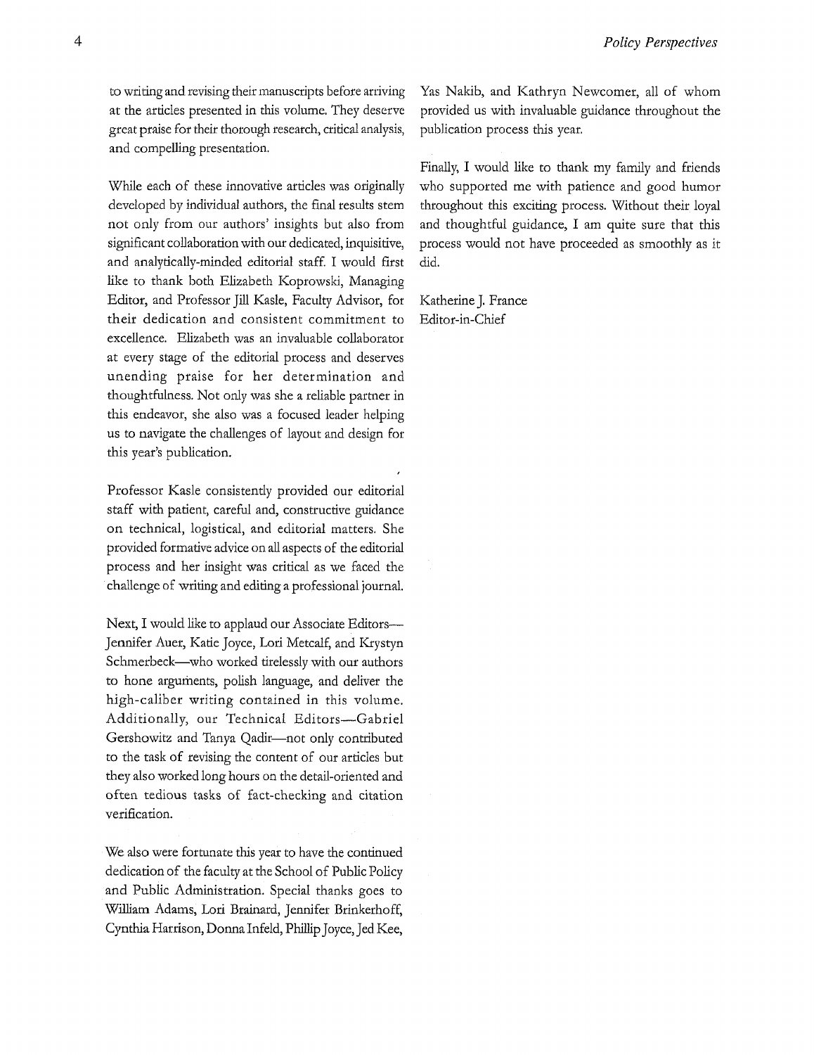to writing and revising their manuscripts before arriving at the articles presented in this volume. They deserve great praise for their thorough research, critical analysis, and compelling presentation.

While each of these innovative articles was originally developed by individual authors, the final results stem not only from our authors' insights but also from significant collaboration with our dedicated, inquisitive, and analytically-minded editorial staff. I would first like to thank both Elizabeth Koprowski, Managing Editor, and Professor Jill Kasle, Faculty Advisor, for their dedication and consistent commitment to excellence. Elizabeth was an invaluable collaborator at every stage of the editorial process and deserves unending praise for her determination and thoughtfulness. Not only was she a reliable partner in this endeavor, she also was a focused leader helping us to navigate the challenges of layout and design for this year's publication.

Professor Kasle consistently provided our editorial staff with patient, careful and, constructive guidance on technical, logistical, and editorial matters. She provided formative advice on all aspects of the editorial process and her insight was critical as we faced the challenge of writing and editing a professional journal.

Next, I would like to applaud our Associate Editors—Jennifer Auer, Katie Joyce, Lori Metcalf, and Krystyn Schmerbeck—who worked tirelessly with our authors to hone arguments, polish language, and deliver the high-caliber writing contained in this volume. Additionally, our Technical Editors—Gabriel Gershowitz and Tanya Qadir—not only contributed to the task of revising the content of our articles but they also worked long hours on the detail-oriented and often tedious tasks of fact-checking and citation verification.

We also were fortunate this year to have the continued dedication of the faculty at the School of Public Policy and Public Administration. Special thanks goes to William Adams, Lori Brainard, Jennifer Brinkerhoff, Cynthia Harrison, Donna Infeld, Phillip Joyce, Jed Kee, Yas Nakib, and Kathryn Newcomer, all of whom provided us with invaluable guidance throughout the publication process this year.

Finally, I would like to thank my family and friends who supported me with patience and good humor throughout this exciting process. Without their loyal and thoughtful guidance, I am quite sure that this process would not have proceeded as smoothly as it did.

Katherine J. France
Editor-in-Chief